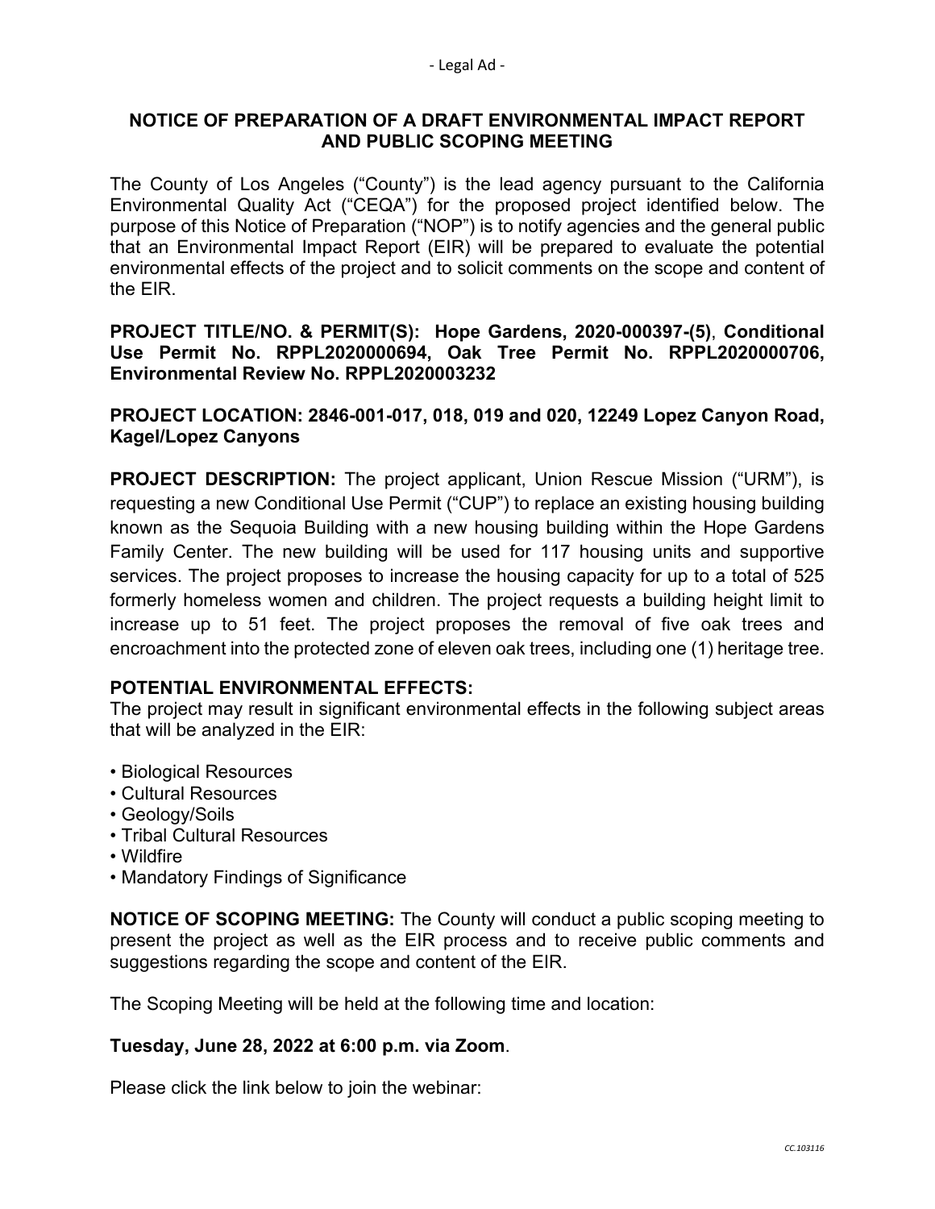- Legal Ad -

## NOTICE OF PREPARATION OF A DRAFT ENVIRONMENTAL IMPACT REPORT AND PUBLIC SCOPING MEETING

The County of Los Angeles ("County") is the lead agency pursuant to the California Environmental Quality Act ("CEQA") for the proposed project identified below. The purpose of this Notice of Preparation ("NOP") is to notify agencies and the general public that an Environmental Impact Report (EIR) will be prepared to evaluate the potential environmental effects of the project and to solicit comments on the scope and content of the EIR.

**PROJECT TITLE/NO. & PERMIT(S): Hope Gardens, 2020-000397-(5)**, **Conditional Use Permit No. RPPL2020000694, Oak Tree Permit No. RPPL2020000706, Environmental Review No. RPPL2020003232**

**PROJECT LOCATION: 2846-001-017, 018, 019 and 020, 12249 Lopez Canyon Road, Kagel/Lopez Canyons**

**PROJECT DESCRIPTION:** The project applicant, Union Rescue Mission ("URM"), is requesting a new Conditional Use Permit ("CUP") to replace an existing housing building known as the Sequoia Building with a new housing building within the Hope Gardens Family Center. The new building will be used for 117 housing units and supportive services. The project proposes to increase the housing capacity for up to a total of 525 formerly homeless women and children. The project requests a building height limit to increase up to 51 feet. The project proposes the removal of five oak trees and encroachment into the protected zone of eleven oak trees, including one (1) heritage tree.

**POTENTIAL ENVIRONMENTAL EFFECTS:**
The project may result in significant environmental effects in the following subject areas that will be analyzed in the EIR:

- Biological Resources
- Cultural Resources
- Geology/Soils
- Tribal Cultural Resources
- Wildfire
- Mandatory Findings of Significance

**NOTICE OF SCOPING MEETING:** The County will conduct a public scoping meeting to present the project as well as the EIR process and to receive public comments and suggestions regarding the scope and content of the EIR.

The Scoping Meeting will be held at the following time and location:

**Tuesday, June 28, 2022 at 6:00 p.m. via Zoom**.

Please click the link below to join the webinar:

*CC.103116*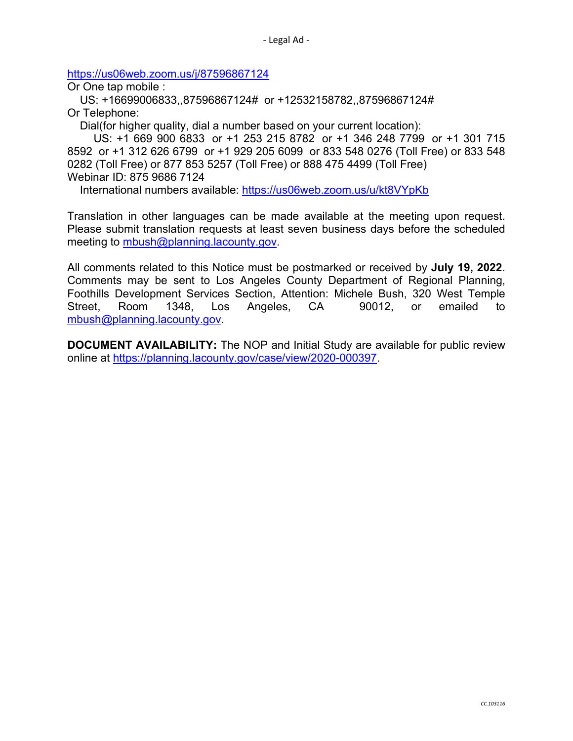https://us06web.zoom.us/j/87596867124

Or One tap mobile :

US: +16699006833,,87596867124# or +12532158782,,87596867124#

Or Telephone:

Dial(for higher quality, dial a number based on your current location):

US: +1 669 900 6833 or +1 253 215 8782 or +1 346 248 7799 or +1 301 715 8592 or +1 312 626 6799 or +1 929 205 6099 or 833 548 0276 (Toll Free) or 833 548 0282 (Toll Free) or 877 853 5257 (Toll Free) or 888 475 4499 (Toll Free)

Webinar ID: 875 9686 7124

International numbers available: https://us06web.zoom.us/u/kt8VYpKb

Translation in other languages can be made available at the meeting upon request. Please submit translation requests at least seven business days before the scheduled meeting to mbush@planning.lacounty.gov.

All comments related to this Notice must be postmarked or received by **July 19, 2022**. Comments may be sent to Los Angeles County Department of Regional Planning, Foothills Development Services Section, Attention: Michele Bush, 320 West Temple Street, Room 1348, Los Angeles, CA 90012, or emailed to mbush@planning.lacounty.gov.

**DOCUMENT AVAILABILITY:** The NOP and Initial Study are available for public review online at https://planning.lacounty.gov/case/view/2020-000397.

*CC.103116*